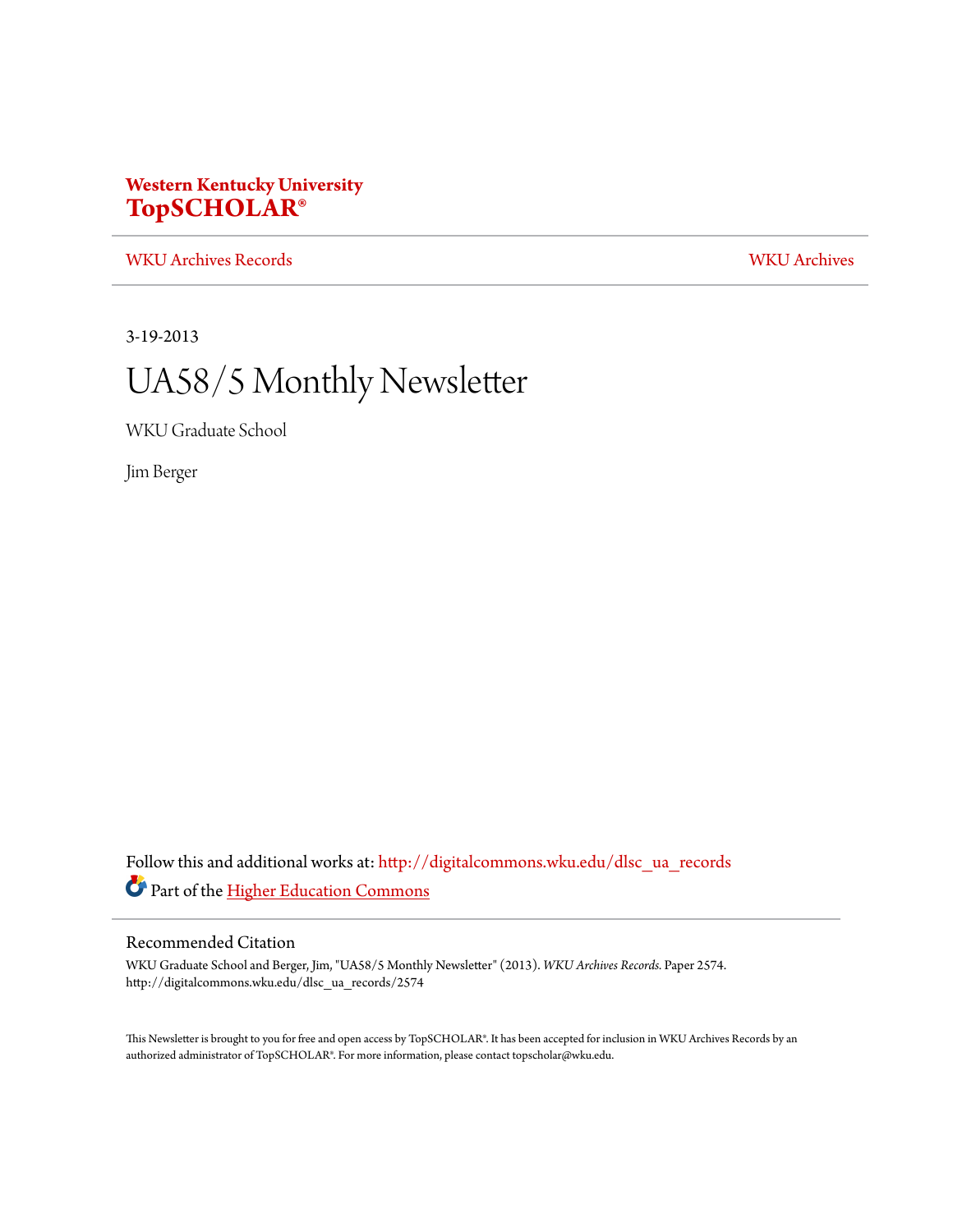**Western Kentucky University**
**TopSCHOLAR®**

WKU Archives Records | WKU Archives

3-19-2013

# UA58/5 Monthly Newsletter

WKU Graduate School

Jim Berger

Follow this and additional works at: http://digitalcommons.wku.edu/dlsc_ua_records

Part of the Higher Education Commons

## Recommended Citation

WKU Graduate School and Berger, Jim, "UA58/5 Monthly Newsletter" (2013). *WKU Archives Records.* Paper 2574.
http://digitalcommons.wku.edu/dlsc_ua_records/2574

This Newsletter is brought to you for free and open access by TopSCHOLAR®. It has been accepted for inclusion in WKU Archives Records by an authorized administrator of TopSCHOLAR®. For more information, please contact topscholar@wku.edu.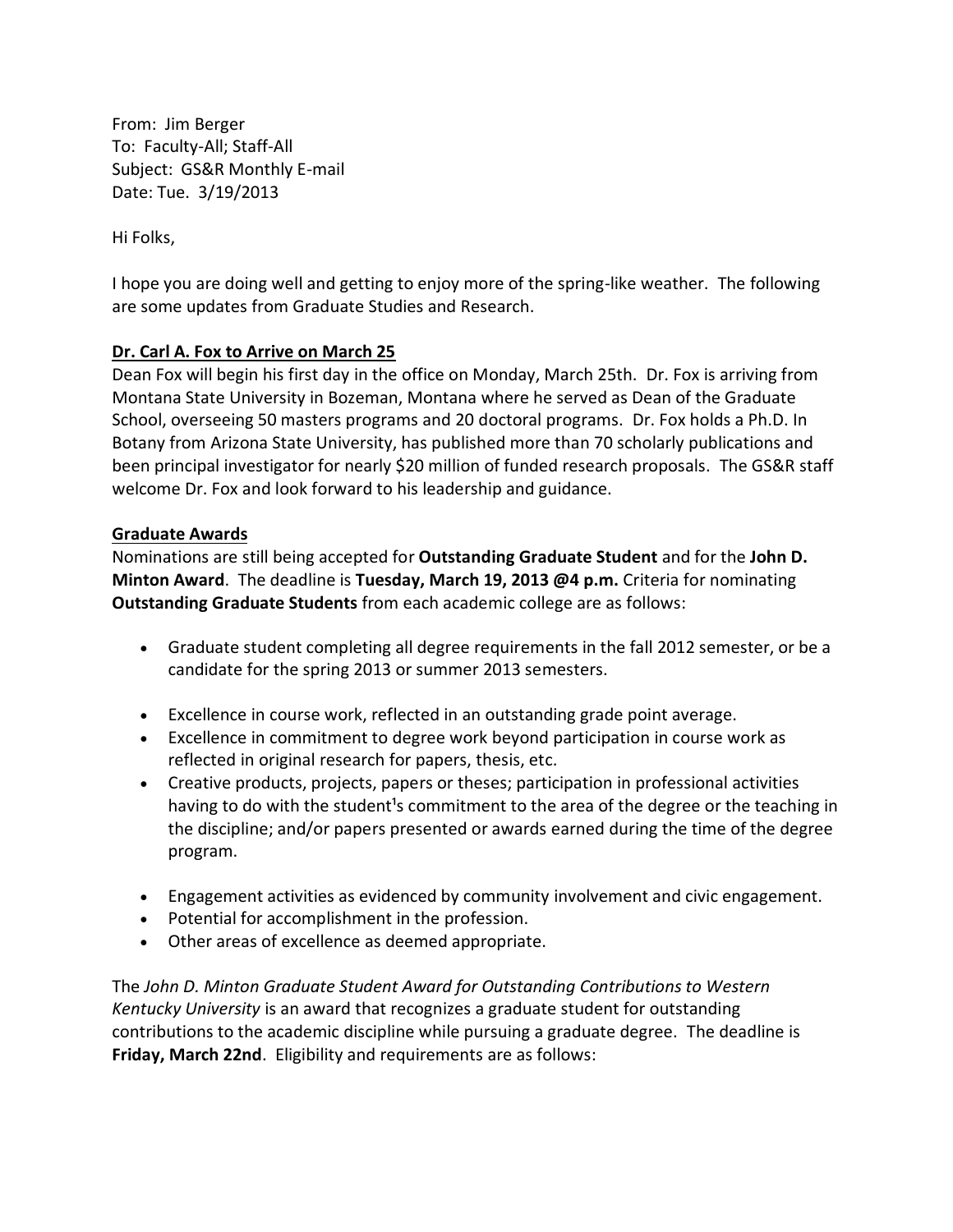From: Jim Berger
To: Faculty-All; Staff-All
Subject: GS&R Monthly E-mail
Date: Tue. 3/19/2013

Hi Folks,

I hope you are doing well and getting to enjoy more of the spring-like weather. The following are some updates from Graduate Studies and Research.

**Dr. Carl A. Fox to Arrive on March 25**

Dean Fox will begin his first day in the office on Monday, March 25th. Dr. Fox is arriving from Montana State University in Bozeman, Montana where he served as Dean of the Graduate School, overseeing 50 masters programs and 20 doctoral programs. Dr. Fox holds a Ph.D. In Botany from Arizona State University, has published more than 70 scholarly publications and been principal investigator for nearly $20 million of funded research proposals. The GS&R staff welcome Dr. Fox and look forward to his leadership and guidance.

**Graduate Awards**

Nominations are still being accepted for **Outstanding Graduate Student** and for the **John D. Minton Award**. The deadline is **Tuesday, March 19, 2013 @4 p.m.** Criteria for nominating **Outstanding Graduate Students** from each academic college are as follows:

- Graduate student completing all degree requirements in the fall 2012 semester, or be a candidate for the spring 2013 or summer 2013 semesters.
- Excellence in course work, reflected in an outstanding grade point average.
- Excellence in commitment to degree work beyond participation in course work as reflected in original research for papers, thesis, etc.
- Creative products, projects, papers or theses; participation in professional activities having to do with the student¹s commitment to the area of the degree or the teaching in the discipline; and/or papers presented or awards earned during the time of the degree program.
- Engagement activities as evidenced by community involvement and civic engagement.
- Potential for accomplishment in the profession.
- Other areas of excellence as deemed appropriate.

The *John D. Minton Graduate Student Award for Outstanding Contributions to Western Kentucky University* is an award that recognizes a graduate student for outstanding contributions to the academic discipline while pursuing a graduate degree. The deadline is **Friday, March 22nd**. Eligibility and requirements are as follows: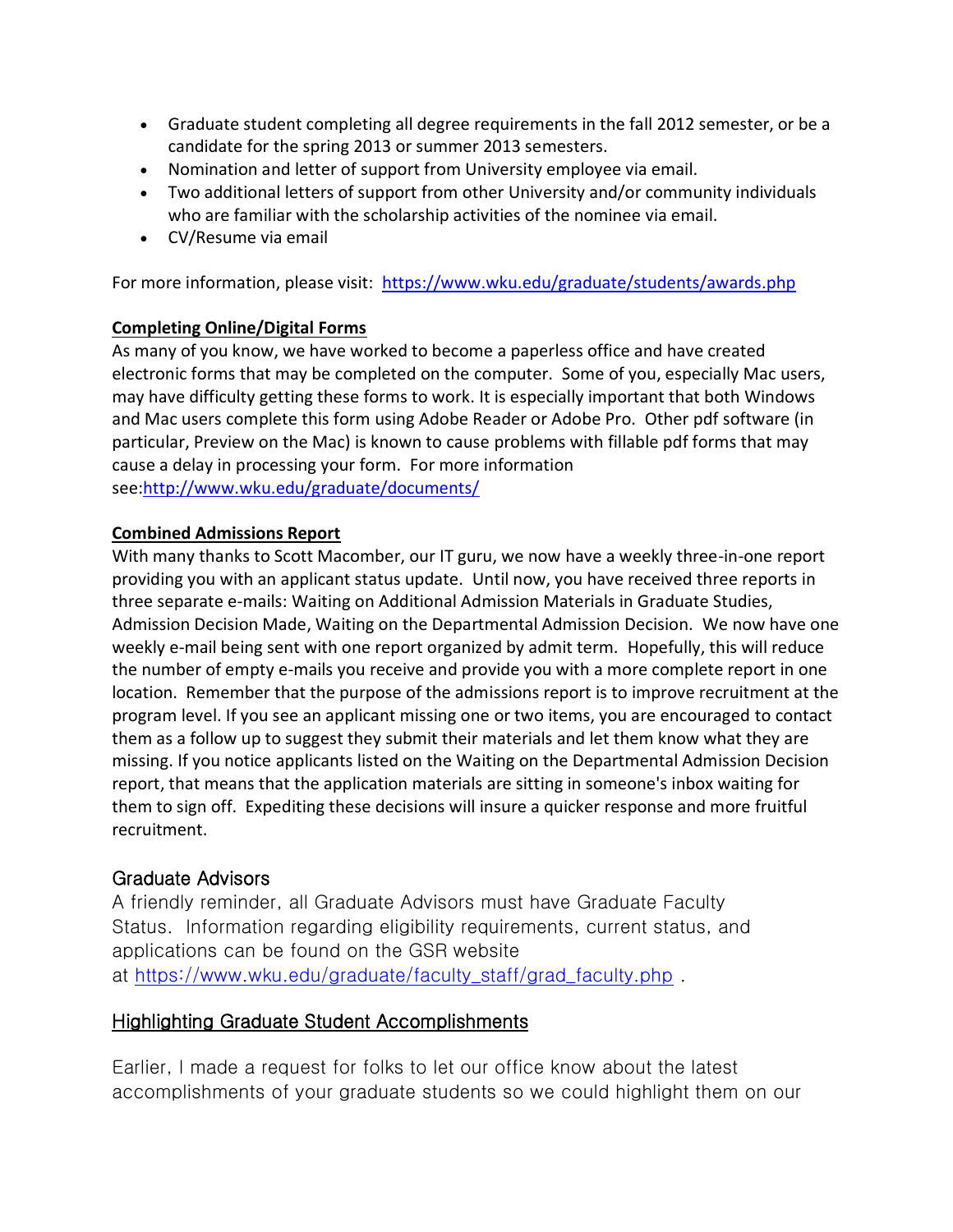- Graduate student completing all degree requirements in the fall 2012 semester, or be a candidate for the spring 2013 or summer 2013 semesters.
- Nomination and letter of support from University employee via email.
- Two additional letters of support from other University and/or community individuals who are familiar with the scholarship activities of the nominee via email.
- CV/Resume via email

For more information, please visit: https://www.wku.edu/graduate/students/awards.php

**Completing Online/Digital Forms**

As many of you know, we have worked to become a paperless office and have created electronic forms that may be completed on the computer. Some of you, especially Mac users, may have difficulty getting these forms to work. It is especially important that both Windows and Mac users complete this form using Adobe Reader or Adobe Pro. Other pdf software (in particular, Preview on the Mac) is known to cause problems with fillable pdf forms that may cause a delay in processing your form. For more information see:http://www.wku.edu/graduate/documents/

**Combined Admissions Report**

With many thanks to Scott Macomber, our IT guru, we now have a weekly three-in-one report providing you with an applicant status update. Until now, you have received three reports in three separate e-mails: Waiting on Additional Admission Materials in Graduate Studies, Admission Decision Made, Waiting on the Departmental Admission Decision. We now have one weekly e-mail being sent with one report organized by admit term. Hopefully, this will reduce the number of empty e-mails you receive and provide you with a more complete report in one location. Remember that the purpose of the admissions report is to improve recruitment at the program level. If you see an applicant missing one or two items, you are encouraged to contact them as a follow up to suggest they submit their materials and let them know what they are missing. If you notice applicants listed on the Waiting on the Departmental Admission Decision report, that means that the application materials are sitting in someone's inbox waiting for them to sign off. Expediting these decisions will insure a quicker response and more fruitful recruitment.

## Graduate Advisors

A friendly reminder, all Graduate Advisors must have Graduate Faculty Status. Information regarding eligibility requirements, current status, and applications can be found on the GSR website at https://www.wku.edu/graduate/faculty_staff/grad_faculty.php .

## Highlighting Graduate Student Accomplishments

Earlier, I made a request for folks to let our office know about the latest accomplishments of your graduate students so we could highlight them on our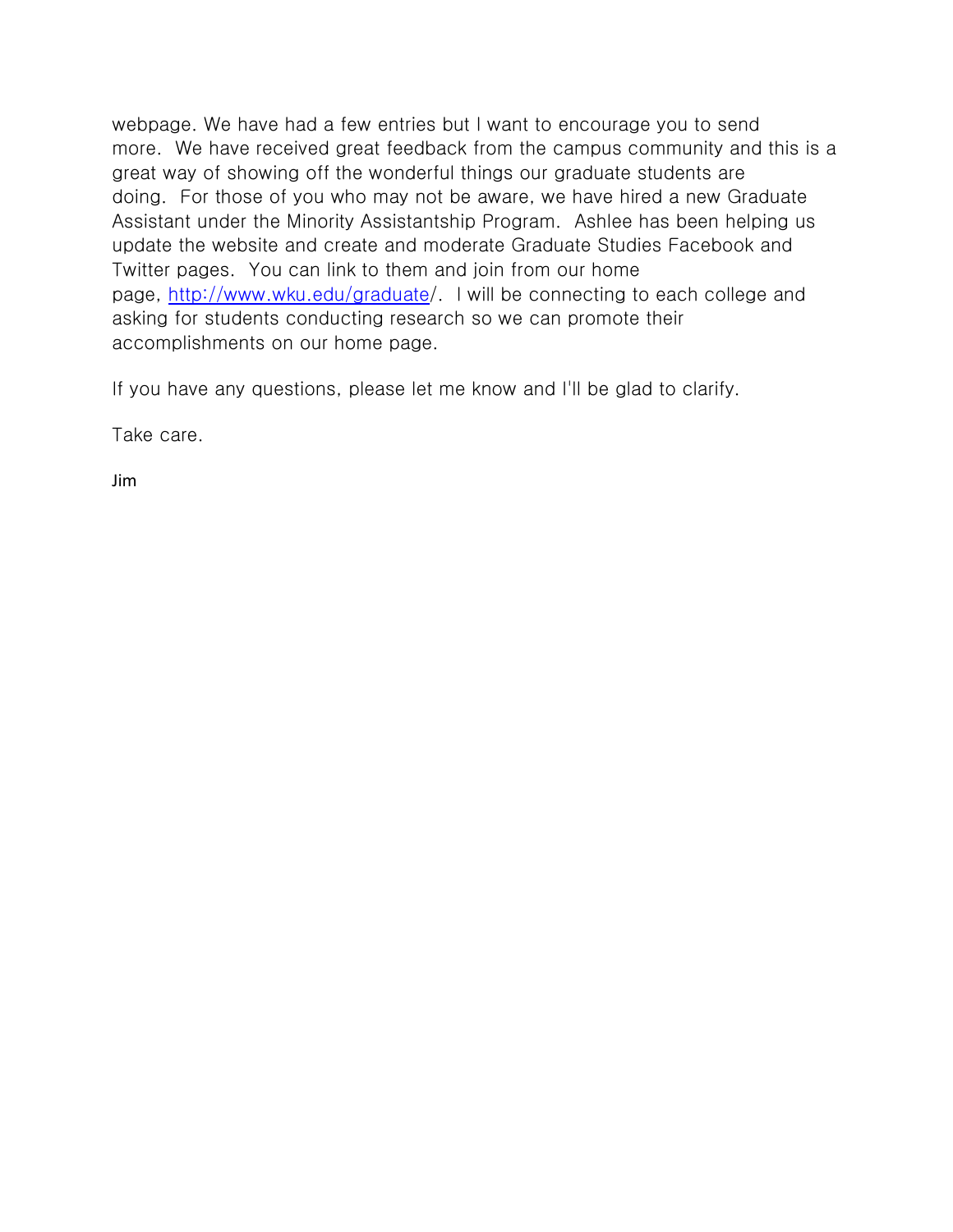webpage. We have had a few entries but I want to encourage you to send more. We have received great feedback from the campus community and this is a great way of showing off the wonderful things our graduate students are doing. For those of you who may not be aware, we have hired a new Graduate Assistant under the Minority Assistantship Program. Ashlee has been helping us update the website and create and moderate Graduate Studies Facebook and Twitter pages. You can link to them and join from our home page, http://www.wku.edu/graduate/. I will be connecting to each college and asking for students conducting research so we can promote their accomplishments on our home page.

If you have any questions, please let me know and I'll be glad to clarify.

Take care.

Jim